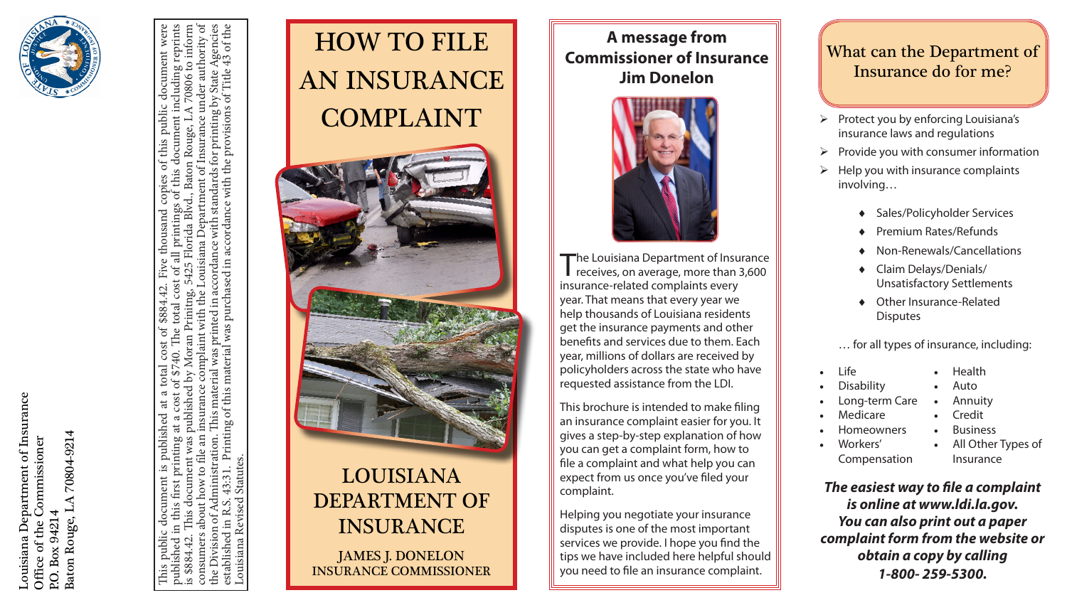Louisiana Department of Insurance
Office of the Commissioner
P.O. Box 94214
Baton Rouge, LA 70804-9214

This public document is published at a total cost of $884.42. Five thousand copies of this public document were published in this first printing at a cost of $740. The total cost of all printings of this document including reprints is $884.42. This document was published by Moran Prinitng, 5425 Florida Blvd., Baton Rouge, LA 70806 to inform consumers about how to file an insurance complaint with the Louisiana Department of Insurance under authority of the Division of Administration. This material was printed in accordance with standards for printing by State Agencies established in R.S. 43:31. Printing of this material was purchased in accordance with the provisions of Title 43 of the Louisiana Revised Statutes.

# HOW TO FILE AN INSURANCE COMPLAINT

## LOUISIANA DEPARTMENT OF INSURANCE

JAMES J. DONELON
INSURANCE COMMISSIONER

## A message from Commissioner of Insurance Jim Donelon

The Louisiana Department of Insurance receives, on average, more than 3,600 insurance-related complaints every year. That means that every year we help thousands of Louisiana residents get the insurance payments and other benefits and services due to them. Each year, millions of dollars are received by policyholders across the state who have requested assistance from the LDI.

This brochure is intended to make filing an insurance complaint easier for you. It gives a step-by-step explanation of how you can get a complaint form, how to file a complaint and what help you can expect from us once you've filed your complaint.

Helping you negotiate your insurance disputes is one of the most important services we provide. I hope you find the tips we have included here helpful should you need to file an insurance complaint.

## What can the Department of Insurance do for me?

- Protect you by enforcing Louisiana's insurance laws and regulations
- Provide you with consumer information
- Help you with insurance complaints involving…
  - Sales/Policyholder Services
  - Premium Rates/Refunds
  - Non-Renewals/Cancellations
  - Claim Delays/Denials/ Unsatisfactory Settlements
  - Other Insurance-Related Disputes

… for all types of insurance, including:

- Life
- Disability
- Long-term Care
- Medicare
- Homeowners
- Workers' Compensation
- Health
- Auto
- Annuity
- Credit
- Business
- All Other Types of Insurance

***The easiest way to file a complaint is online at www.ldi.la.gov. You can also print out a paper complaint form from the website or obtain a copy by calling 1-800- 259-5300.***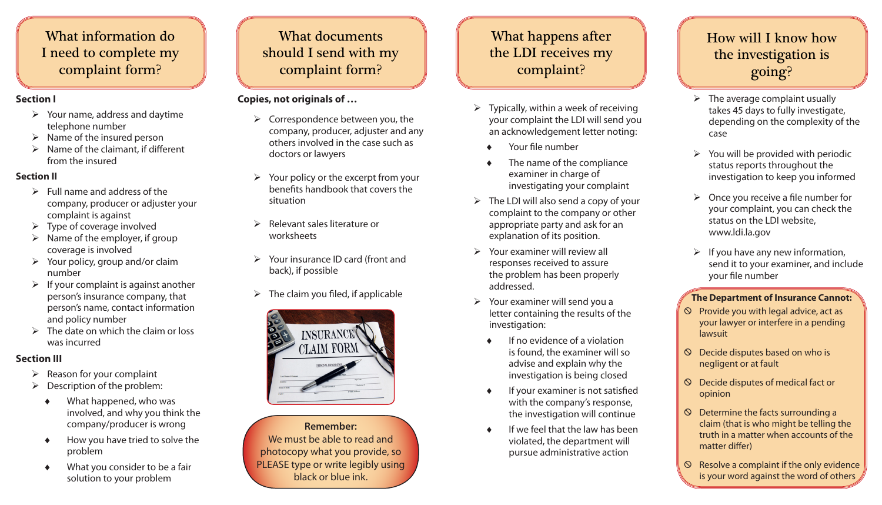## What information do I need to complete my complaint form?

**Section I**

- Your name, address and daytime telephone number
- Name of the insured person
- Name of the claimant, if different from the insured

**Section II**

- Full name and address of the company, producer or adjuster your complaint is against
- Type of coverage involved
- Name of the employer, if group coverage is involved
- Your policy, group and/or claim number
- If your complaint is against another person's insurance company, that person's name, contact information and policy number
- The date on which the claim or loss was incurred

**Section III**

- Reason for your complaint
- Description of the problem:
  - What happened, who was involved, and why you think the company/producer is wrong
  - How you have tried to solve the problem
  - What you consider to be a fair solution to your problem

## What documents should I send with my complaint form?

**Copies, not originals of …**

- Correspondence between you, the company, producer, adjuster and any others involved in the case such as doctors or lawyers
- Your policy or the excerpt from your benefits handbook that covers the situation
- Relevant sales literature or worksheets
- Your insurance ID card (front and back), if possible
- The claim you filed, if applicable

**Remember:**
We must be able to read and photocopy what you provide, so PLEASE type or write legibly using black or blue ink.

## What happens after the LDI receives my complaint?

- Typically, within a week of receiving your complaint the LDI will send you an acknowledgement letter noting:
  - Your file number
  - The name of the compliance examiner in charge of investigating your complaint
- The LDI will also send a copy of your complaint to the company or other appropriate party and ask for an explanation of its position.
- Your examiner will review all responses received to assure the problem has been properly addressed.
- Your examiner will send you a letter containing the results of the investigation:
  - If no evidence of a violation is found, the examiner will so advise and explain why the investigation is being closed
  - If your examiner is not satisfied with the company's response, the investigation will continue
  - If we feel that the law has been violated, the department will pursue administrative action

## How will I know how the investigation is going?

- The average complaint usually takes 45 days to fully investigate, depending on the complexity of the case
- You will be provided with periodic status reports throughout the investigation to keep you informed
- Once you receive a file number for your complaint, you can check the status on the LDI website, www.ldi.la.gov
- If you have any new information, send it to your examiner, and include your file number

**The Department of Insurance Cannot:**

- Provide you with legal advice, act as your lawyer or interfere in a pending lawsuit
- Decide disputes based on who is negligent or at fault
- Decide disputes of medical fact or opinion
- Determine the facts surrounding a claim (that is who might be telling the truth in a matter when accounts of the matter differ)
- Resolve a complaint if the only evidence is your word against the word of others